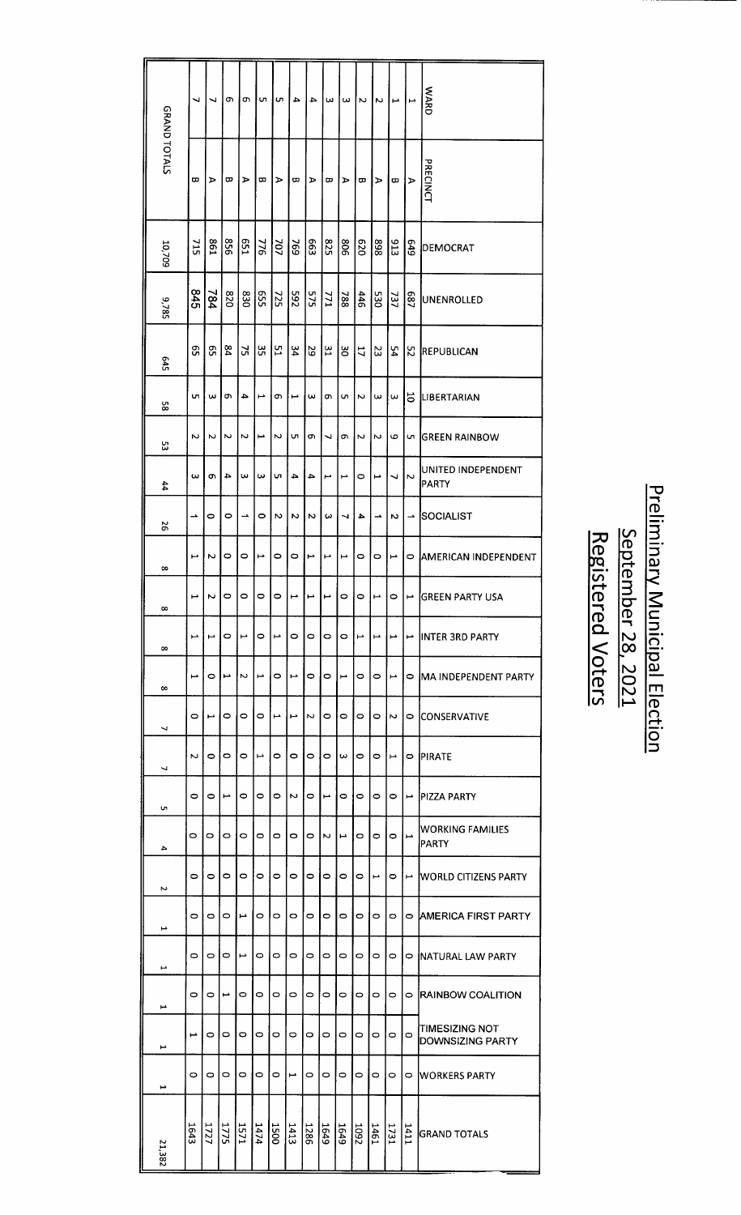# Preliminary Municipal Election

## September 28, 2021

## Registered Voters

| WARD | PRECINCT | DEMOCRAT | UNENROLLED | REPUBLICAN | LIBERTARIAN | GREEN RAINBOW | UNITED INDEPENDENT PARTY | SOCIALIST | AMERICAN INDEPENDENT | GREEN PARTY USA | INTER 3RD PARTY | MA INDEPENDENT PARTY | CONSERVATIVE | PIRATE | PIZZA PARTY | WORKING FAMILIES PARTY | WORLD CITIZENS PARTY | AMERICA FIRST PARTY | NATURAL LAW PARTY | RAINBOW COALITION | TIMESIZING NOT DOWNSIZING PARTY | WORKERS PARTY | GRAND TOTALS |
|---|---|---|---|---|---|---|---|---|---|---|---|---|---|---|---|---|---|---|---|---|---|---|---|
| 1 | A | 649 | 687 | 52 | 10 | 5 | 2 | 1 | 0 | 1 | 1 | 0 | 0 | 0 | 1 | 1 | 1 | 0 | 0 | 0 | 0 | 0 | 1411 |
| 1 | B | 913 | 737 | 54 | 3 | 9 | 7 | 2 | 1 | 0 | 1 | 1 | 2 | 1 | 0 | 0 | 0 | 0 | 0 | 0 | 0 | 0 | 1731 |
| 2 | A | 898 | 530 | 23 | 3 | 2 | 1 | 1 | 0 | 1 | 1 | 0 | 0 | 0 | 0 | 0 | 1 | 0 | 0 | 0 | 0 | 0 | 1461 |
| 2 | B | 620 | 446 | 17 | 2 | 2 | 0 | 4 | 0 | 0 | 1 | 0 | 0 | 0 | 0 | 0 | 0 | 0 | 0 | 0 | 0 | 0 | 1092 |
| 3 | A | 806 | 788 | 30 | 5 | 6 | 1 | 7 | 1 | 0 | 0 | 1 | 0 | 3 | 0 | 1 | 0 | 0 | 0 | 0 | 0 | 0 | 1649 |
| 3 | B | 825 | 771 | 31 | 6 | 7 | 1 | 3 | 1 | 1 | 0 | 0 | 0 | 0 | 1 | 2 | 0 | 0 | 0 | 0 | 0 | 0 | 1649 |
| 4 | A | 663 | 575 | 29 | 3 | 6 | 4 | 2 | 1 | 1 | 0 | 0 | 2 | 0 | 0 | 0 | 0 | 0 | 0 | 0 | 0 | 0 | 1286 |
| 4 | B | 769 | 592 | 34 | 1 | 5 | 4 | 2 | 0 | 1 | 0 | 1 | 1 | 0 | 2 | 0 | 0 | 0 | 0 | 0 | 0 | 1 | 1413 |
| 5 | A | 707 | 725 | 51 | 6 | 2 | 5 | 2 | 0 | 0 | 1 | 0 | 1 | 0 | 0 | 0 | 0 | 0 | 0 | 0 | 0 | 0 | 1500 |
| 5 | B | 776 | 655 | 35 | 1 | 1 | 3 | 0 | 1 | 0 | 0 | 1 | 0 | 1 | 0 | 0 | 0 | 0 | 0 | 0 | 0 | 0 | 1474 |
| 6 | A | 651 | 830 | 75 | 4 | 2 | 3 | 1 | 0 | 0 | 1 | 2 | 0 | 0 | 0 | 0 | 0 | 1 | 1 | 0 | 0 | 0 | 1571 |
| 6 | B | 856 | 820 | 84 | 6 | 2 | 4 | 0 | 0 | 0 | 0 | 1 | 0 | 0 | 1 | 0 | 0 | 0 | 0 | 1 | 0 | 0 | 1775 |
| 7 | A | 861 | 784 | 65 | 3 | 2 | 6 | 0 | 2 | 2 | 1 | 0 | 1 | 0 | 0 | 0 | 0 | 0 | 0 | 0 | 0 | 0 | 1727 |
| 7 | B | 715 | 845 | 65 | 5 | 2 | 3 | 1 | 1 | 1 | 1 | 1 | 0 | 2 | 0 | 0 | 0 | 0 | 0 | 0 | 1 | 0 | 1643 |
| GRAND TOTALS | | 10,709 | 9,785 | 645 | 58 | 53 | 44 | 26 | 8 | 8 | 8 | 8 | 7 | 7 | 5 | 4 | 2 | 1 | 1 | 1 | 1 | 1 | 21,382 |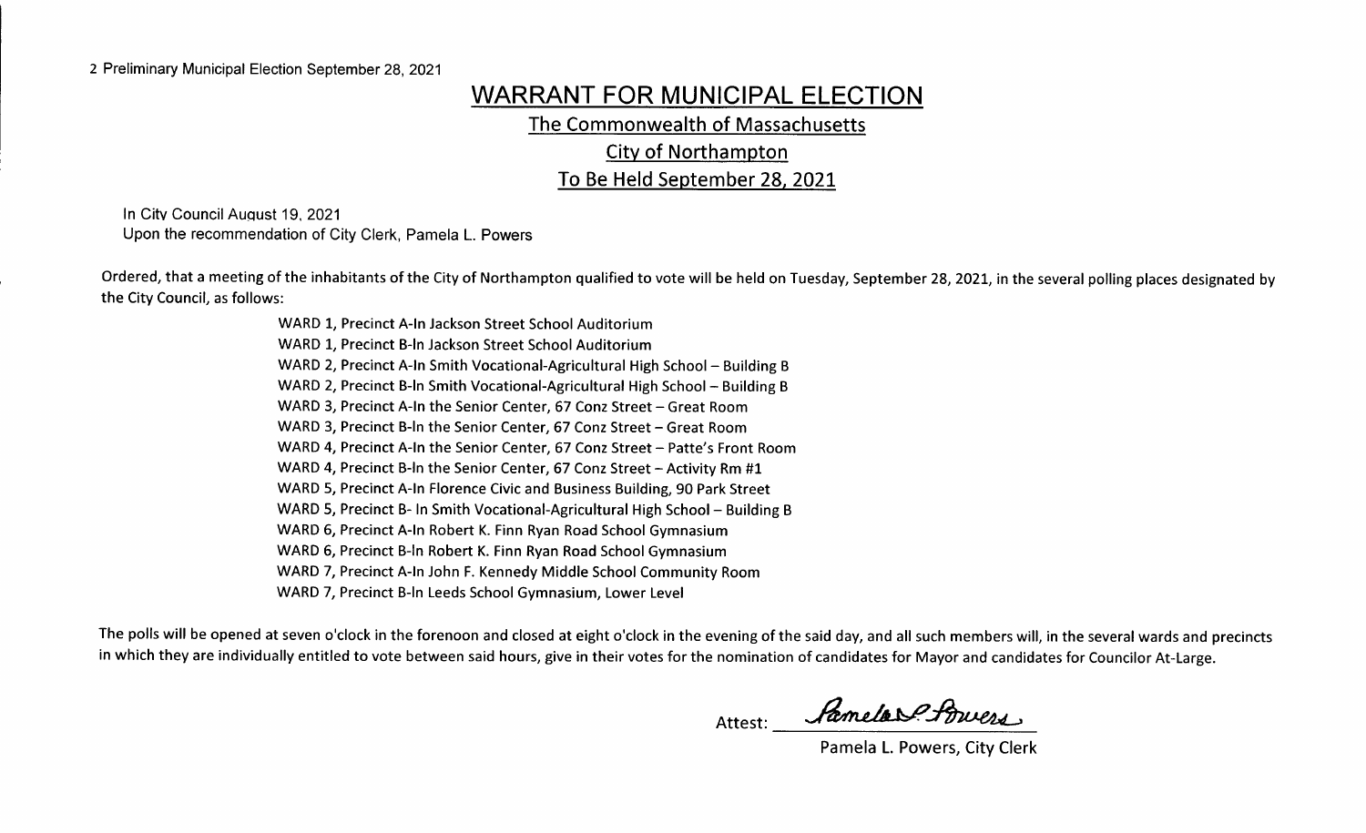# WARRANT FOR MUNICIPAL ELECTION

## The Commonwealth of Massachusetts

## City of Northampton

## To Be Held September 28, 2021

In City Council August 19, 2021
Upon the recommendation of City Clerk, Pamela L. Powers

Ordered, that a meeting of the inhabitants of the City of Northampton qualified to vote will be held on Tuesday, September 28, 2021, in the several polling places designated by the City Council, as follows:

WARD 1, Precinct A-In Jackson Street School Auditorium
WARD 1, Precinct B-In Jackson Street School Auditorium
WARD 2, Precinct A-In Smith Vocational-Agricultural High School – Building B
WARD 2, Precinct B-In Smith Vocational-Agricultural High School – Building B
WARD 3, Precinct A-In the Senior Center, 67 Conz Street – Great Room
WARD 3, Precinct B-In the Senior Center, 67 Conz Street – Great Room
WARD 4, Precinct A-In the Senior Center, 67 Conz Street – Patte's Front Room
WARD 4, Precinct B-In the Senior Center, 67 Conz Street – Activity Rm #1
WARD 5, Precinct A-In Florence Civic and Business Building, 90 Park Street
WARD 5, Precinct B- In Smith Vocational-Agricultural High School – Building B
WARD 6, Precinct A-In Robert K. Finn Ryan Road School Gymnasium
WARD 6, Precinct B-In Robert K. Finn Ryan Road School Gymnasium
WARD 7, Precinct A-In John F. Kennedy Middle School Community Room
WARD 7, Precinct B-In Leeds School Gymnasium, Lower Level

The polls will be opened at seven o'clock in the forenoon and closed at eight o'clock in the evening of the said day, and all such members will, in the several wards and precincts in which they are individually entitled to vote between said hours, give in their votes for the nomination of candidates for Mayor and candidates for Councilor At-Large.

Attest: *Pamela L. Powers*

Pamela L. Powers, City Clerk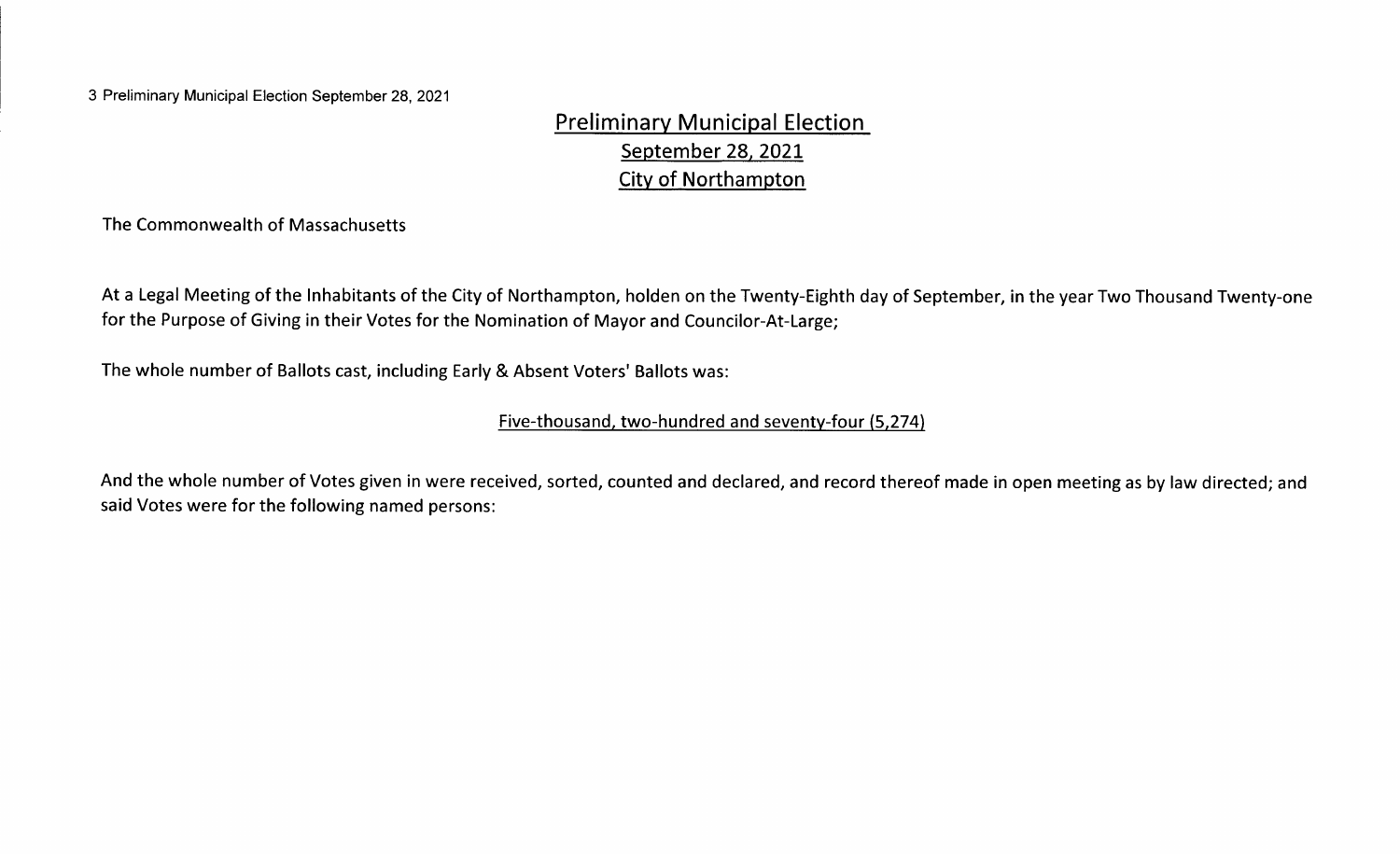# Preliminary Municipal Election
## September 28, 2021
## City of Northampton

The Commonwealth of Massachusetts

At a Legal Meeting of the Inhabitants of the City of Northampton, holden on the Twenty-Eighth day of September, in the year Two Thousand Twenty-one for the Purpose of Giving in their Votes for the Nomination of Mayor and Councilor-At-Large;

The whole number of Ballots cast, including Early & Absent Voters' Ballots was:

Five-thousand, two-hundred and seventy-four (5,274)

And the whole number of Votes given in were received, sorted, counted and declared, and record thereof made in open meeting as by law directed; and said Votes were for the following named persons: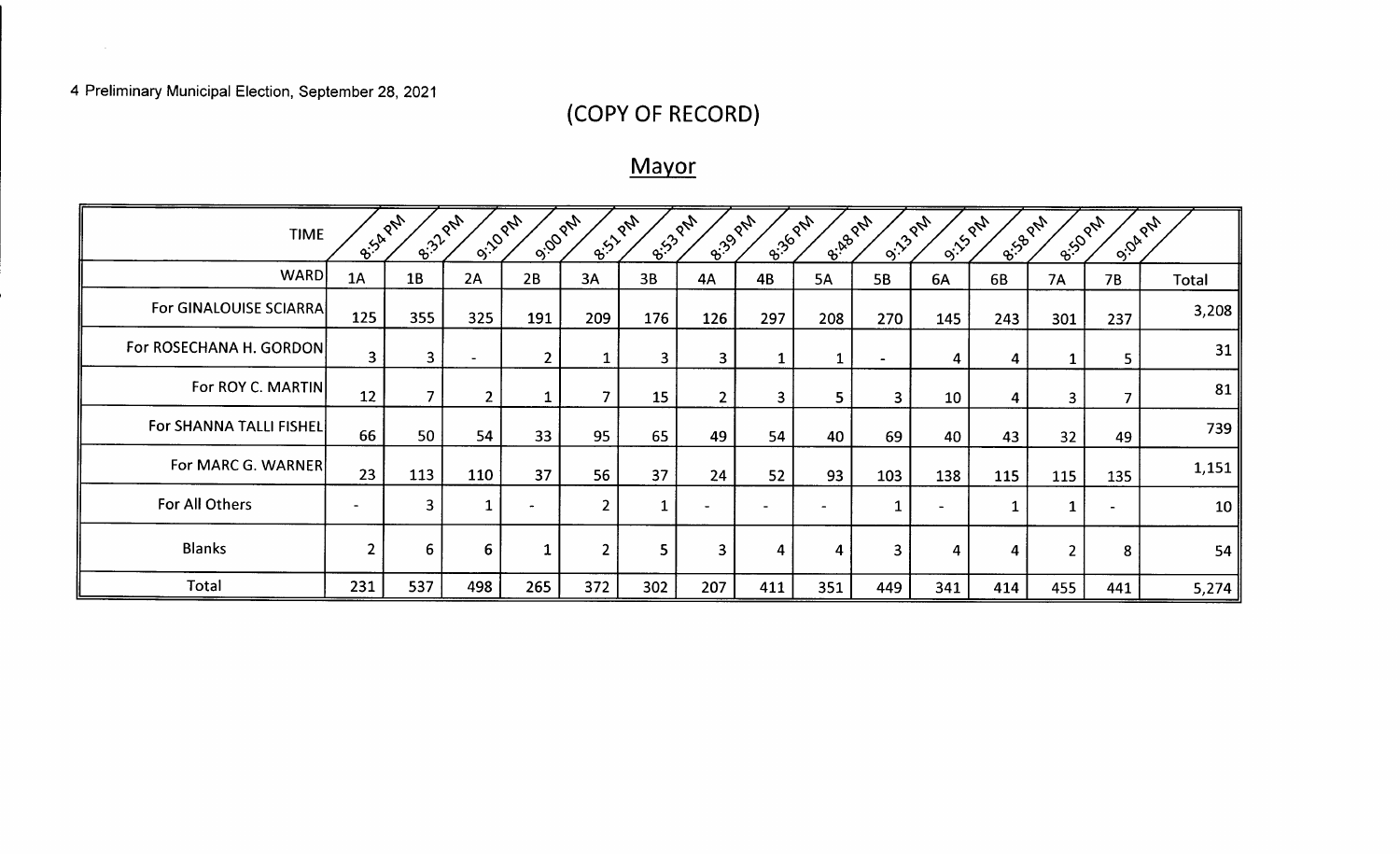4 Preliminary Municipal Election, September 28, 2021

## (COPY OF RECORD)

## Mayor

| TIME | 8:54 PM | 8:32 PM | 9:10 PM | 9:00 PM | 8:51 PM | 8:53 PM | 8:39 PM | 8:36 PM | 8:48 PM | 9:13 PM | 9:15 PM | 8:58 PM | 8:50 PM | 9:04 PM | |
|---|---|---|---|---|---|---|---|---|---|---|---|---|---|---|---|
| WARD | 1A | 1B | 2A | 2B | 3A | 3B | 4A | 4B | 5A | 5B | 6A | 6B | 7A | 7B | Total |
| For GINALOUISE SCIARRA | 125 | 355 | 325 | 191 | 209 | 176 | 126 | 297 | 208 | 270 | 145 | 243 | 301 | 237 | 3,208 |
| For ROSECHANA H. GORDON | 3 | 3 | - | 2 | 1 | 3 | 3 | 1 | 1 | - | 4 | 4 | 1 | 5 | 31 |
| For ROY C. MARTIN | 12 | 7 | 2 | 1 | 7 | 15 | 2 | 3 | 5 | 3 | 10 | 4 | 3 | 7 | 81 |
| For SHANNA TALLI FISHEL | 66 | 50 | 54 | 33 | 95 | 65 | 49 | 54 | 40 | 69 | 40 | 43 | 32 | 49 | 739 |
| For MARC G. WARNER | 23 | 113 | 110 | 37 | 56 | 37 | 24 | 52 | 93 | 103 | 138 | 115 | 115 | 135 | 1,151 |
| For All Others | - | 3 | 1 | - | 2 | 1 | - | - | - | 1 | - | 1 | 1 | - | 10 |
| Blanks | 2 | 6 | 6 | 1 | 2 | 5 | 3 | 4 | 4 | 3 | 4 | 4 | 2 | 8 | 54 |
| Total | 231 | 537 | 498 | 265 | 372 | 302 | 207 | 411 | 351 | 449 | 341 | 414 | 455 | 441 | 5,274 |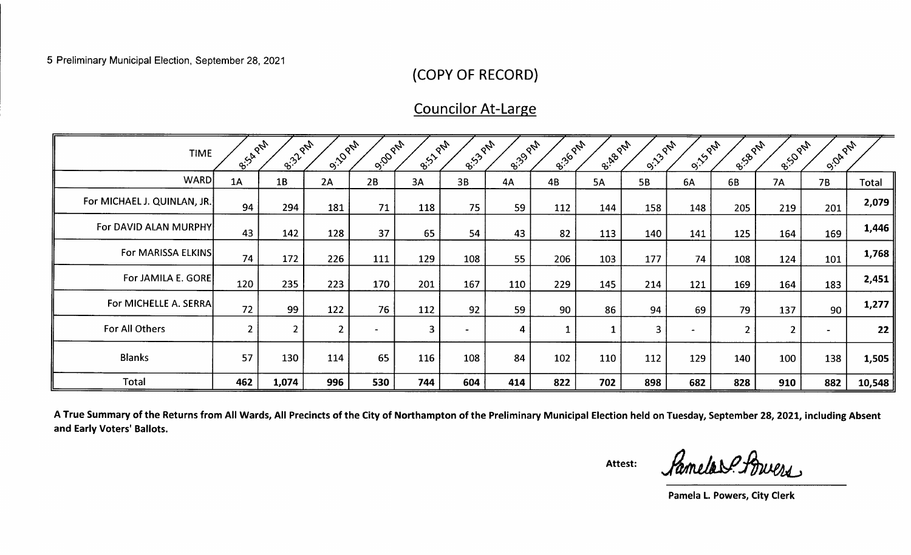5 Preliminary Municipal Election, September 28, 2021

## (COPY OF RECORD)

## Councilor At-Large

| TIME | 8:54 PM | 8:32 PM | 9:10 PM | 9:00 PM | 8:51 PM | 8:53 PM | 8:39 PM | 8:36 PM | 8:48 PM | 9:13 PM | 9:15 PM | 8:58 PM | 8:50 PM | 9:04 PM | |
|---|---|---|---|---|---|---|---|---|---|---|---|---|---|---|---|
| WARD | 1A | 1B | 2A | 2B | 3A | 3B | 4A | 4B | 5A | 5B | 6A | 6B | 7A | 7B | Total |
| For MICHAEL J. QUINLAN, JR. | 94 | 294 | 181 | 71 | 118 | 75 | 59 | 112 | 144 | 158 | 148 | 205 | 219 | 201 | 2,079 |
| For DAVID ALAN MURPHY | 43 | 142 | 128 | 37 | 65 | 54 | 43 | 82 | 113 | 140 | 141 | 125 | 164 | 169 | 1,446 |
| For MARISSA ELKINS | 74 | 172 | 226 | 111 | 129 | 108 | 55 | 206 | 103 | 177 | 74 | 108 | 124 | 101 | 1,768 |
| For JAMILA E. GORE | 120 | 235 | 223 | 170 | 201 | 167 | 110 | 229 | 145 | 214 | 121 | 169 | 164 | 183 | 2,451 |
| For MICHELLE A. SERRA | 72 | 99 | 122 | 76 | 112 | 92 | 59 | 90 | 86 | 94 | 69 | 79 | 137 | 90 | 1,277 |
| For All Others | 2 | 2 | 2 | - | 3 | - | 4 | 1 | 1 | 3 | - | 2 | 2 | - | 22 |
| Blanks | 57 | 130 | 114 | 65 | 116 | 108 | 84 | 102 | 110 | 112 | 129 | 140 | 100 | 138 | 1,505 |
| Total | 462 | 1,074 | 996 | 530 | 744 | 604 | 414 | 822 | 702 | 898 | 682 | 828 | 910 | 882 | 10,548 |

**A True Summary of the Returns from All Wards, All Precincts of the City of Northampton of the Preliminary Municipal Election held on Tuesday, September 28, 2021, including Absent and Early Voters' Ballots.**

**Attest:** Pamela L. Powers

**Pamela L. Powers, City Clerk**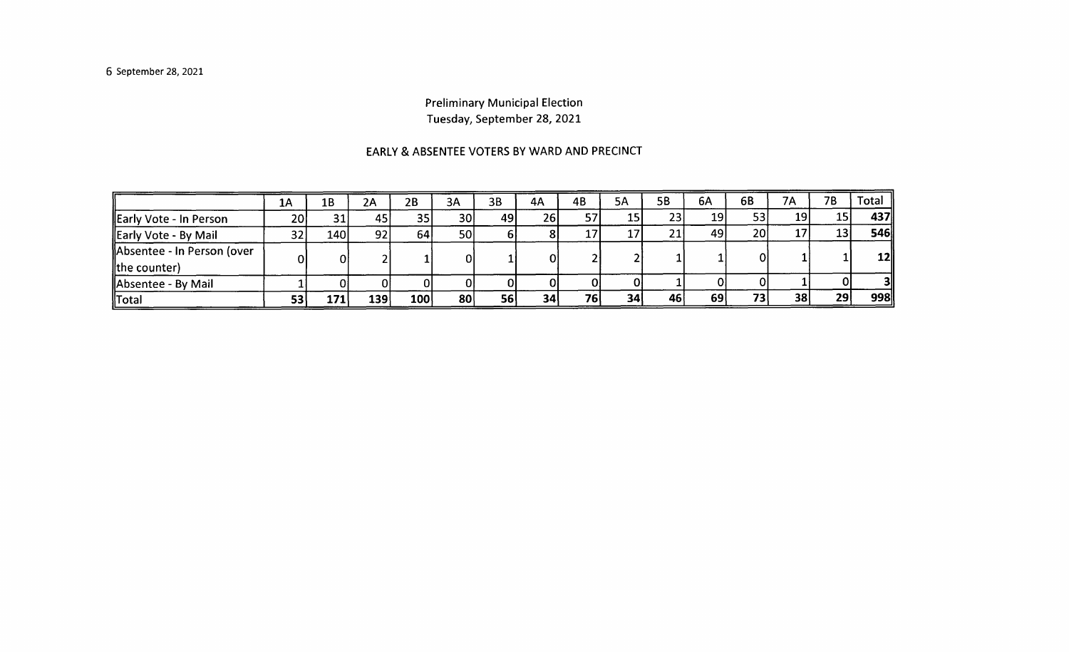Preliminary Municipal Election
Tuesday, September 28, 2021

## EARLY & ABSENTEE VOTERS BY WARD AND PRECINCT

| | 1A | 1B | 2A | 2B | 3A | 3B | 4A | 4B | 5A | 5B | 6A | 6B | 7A | 7B | Total |
|---|---|---|---|---|---|---|---|---|---|---|---|---|---|---|---|
| Early Vote - In Person | 20 | 31 | 45 | 35 | 30 | 49 | 26 | 57 | 15 | 23 | 19 | 53 | 19 | 15 | **437** |
| Early Vote - By Mail | 32 | 140 | 92 | 64 | 50 | 6 | 8 | 17 | 17 | 21 | 49 | 20 | 17 | 13 | **546** |
| Absentee - In Person (over the counter) | 0 | 0 | 2 | 1 | 0 | 1 | 0 | 2 | 2 | 1 | 1 | 0 | 1 | 1 | **12** |
| Absentee - By Mail | 1 | 0 | 0 | 0 | 0 | 0 | 0 | 0 | 0 | 1 | 0 | 0 | 1 | 0 | **3** |
| Total | **53** | **171** | **139** | **100** | **80** | **56** | **34** | **76** | **34** | **46** | **69** | **73** | **38** | **29** | **998** |